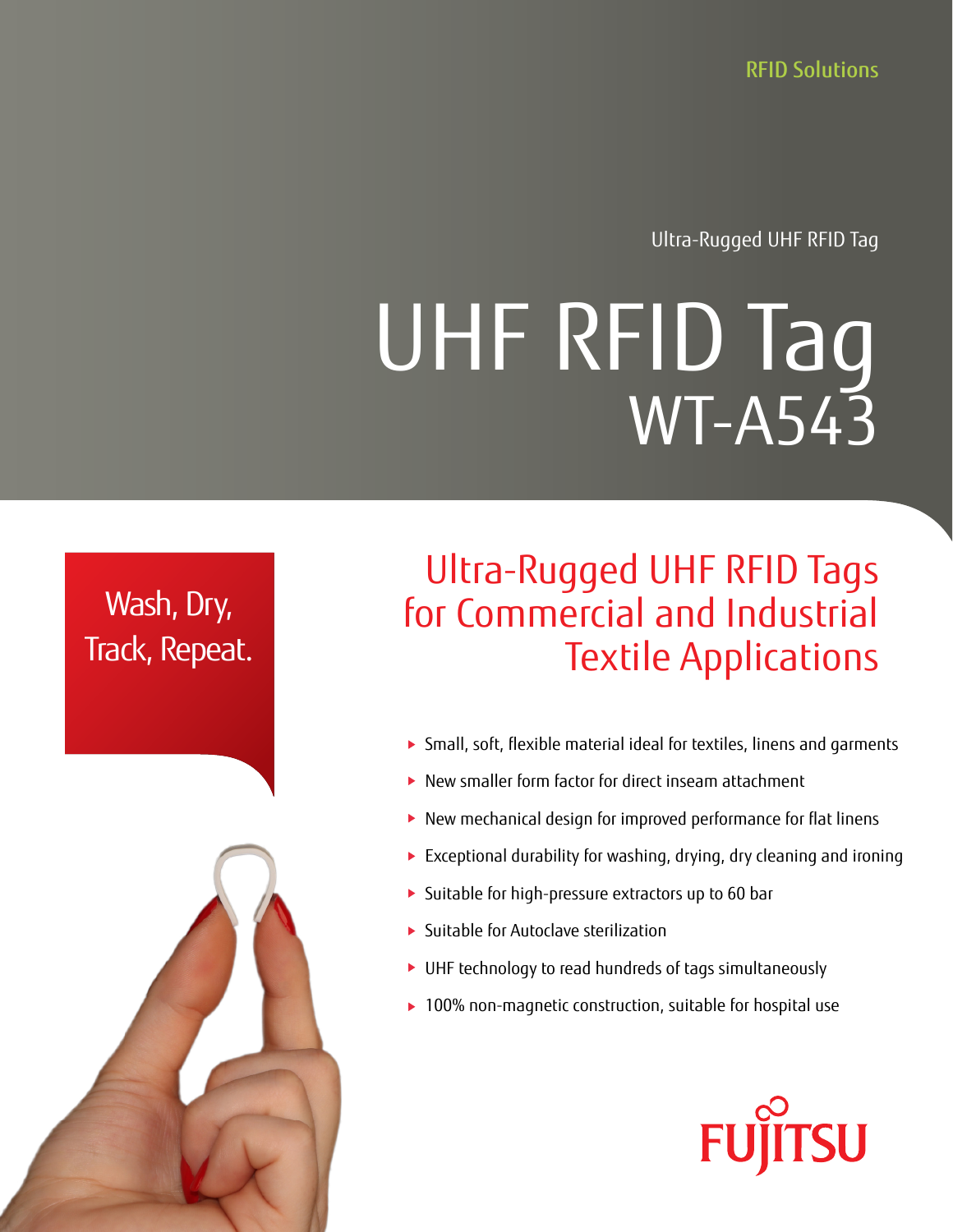RFID Solutions

Ultra-Rugged UHF RFID Tag

# UHF RFID Tag WT-A543

Wash, Dry, Track, Repeat.

## Ultra-Rugged UHF RFID Tags for Commercial and Industrial Textile Applications

- Small, soft, flexible material ideal for textiles, linens and garments
- New smaller form factor for direct inseam attachment
- New mechanical design for improved performance for flat linens
- Exceptional durability for washing, drying, dry cleaning and ironing
- Suitable for high-pressure extractors up to 60 bar
- Suitable for Autoclave sterilization
- UHF technology to read hundreds of tags simultaneously
- 100% non-magnetic construction, suitable for hospital use

FUJITSU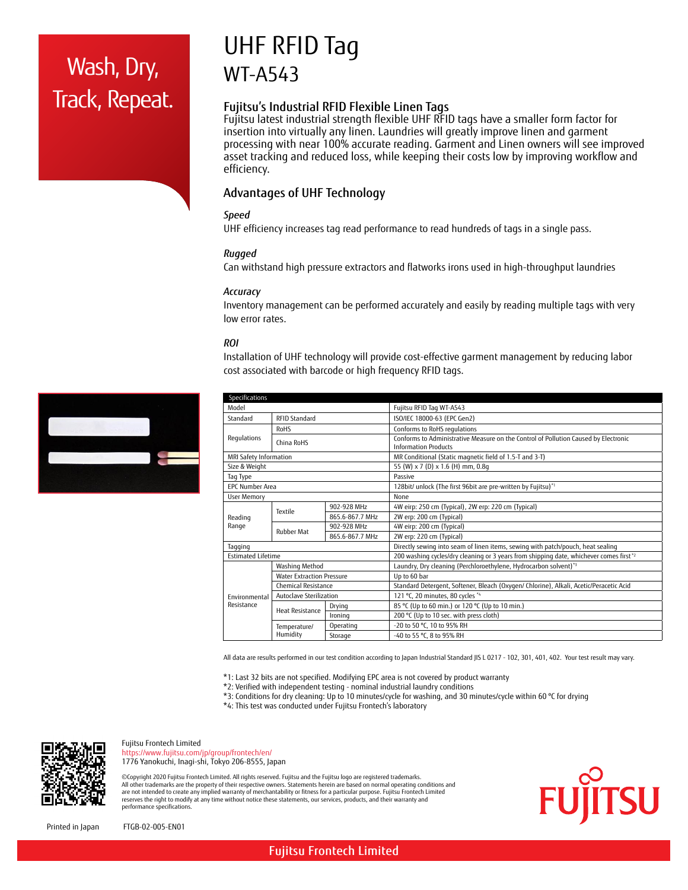Wash, Dry, Track, Repeat.

# UHF RFID Tag

## WT-A543

### Fujitsu's Industrial RFID Flexible Linen Tags

Fujitsu latest industrial strength flexible UHF RFID tags have a smaller form factor for insertion into virtually any linen. Laundries will greatly improve linen and garment processing with near 100% accurate reading. Garment and Linen owners will see improved asset tracking and reduced loss, while keeping their costs low by improving workflow and efficiency.

### Advantages of UHF Technology

*Speed*

UHF efficiency increases tag read performance to read hundreds of tags in a single pass.

*Rugged*

Can withstand high pressure extractors and flatworks irons used in high-throughput laundries

*Accuracy*

Inventory management can be performed accurately and easily by reading multiple tags with very low error rates.

*ROI*

Installation of UHF technology will provide cost-effective garment management by reducing labor cost associated with barcode or high frequency RFID tags.

| Specifications | | | |
|---|---|---|---|
| Model | | | Fujitsu RFID Tag WT-A543 |
| Standard | RFID Standard | | ISO/IEC 18000-63 (EPC Gen2) |
| Regulations | RoHS | | Conforms to RoHS regulations |
| | China RoHS | | Conforms to Administrative Measure on the Control of Pollution Caused by Electronic Information Products |
| MRI Safety Information | | | MR Conditional (Static magnetic field of 1.5-T and 3-T) |
| Size & Weight | | | 55 (W) x 7 (D) x 1.6 (H) mm, 0.8g |
| Tag Type | | | Passive |
| EPC Number Area | | | 128bit/ unlock (The first 96bit are pre-written by Fujitsu)*1 |
| User Memory | | | None |
| Reading Range | Textile | 902-928 MHz | 4W eirp: 250 cm (Typical), 2W erp: 220 cm (Typical) |
| | | 865.6-867.7 MHz | 2W erp: 200 cm (Typical) |
| | Rubber Mat | 902-928 MHz | 4W eirp: 200 cm (Typical) |
| | | 865.6-867.7 MHz | 2W erp: 220 cm (Typical) |
| Tagging | | | Directly sewing into seam of linen items, sewing with patch/pouch, heat sealing |
| Estimated Lifetime | | | 200 washing cycles/dry cleaning or 3 years from shipping date, whichever comes first*2 |
| Environmental Resistance | Washing Method | | Laundry, Dry cleaning (Perchloroethylene, Hydrocarbon solvent)*3 |
| | Water Extraction Pressure | | Up to 60 bar |
| | Chemical Resistance | | Standard Detergent, Softener, Bleach (Oxygen/ Chlorine), Alkali, Acetic/Peracetic Acid |
| | Autoclave Sterilization | | 121 °C, 20 minutes, 80 cycles *4 |
| | Heat Resistance | Drying | 85 °C (Up to 60 min.) or 120 °C (Up to 10 min.) |
| | | Ironing | 200 °C (Up to 10 sec. with press cloth) |
| | Temperature/ Humidity | Operating | -20 to 50 °C, 10 to 95% RH |
| | | Storage | -40 to 55 °C, 8 to 95% RH |

All data are results performed in our test condition according to Japan Industrial Standard JIS L 0217 - 102, 301, 401, 402. Your test result may vary.

*1: Last 32 bits are not specified. Modifying EPC area is not covered by product warranty
*2: Verified with independent testing - nominal industrial laundry conditions
*3: Conditions for dry cleaning: Up to 10 minutes/cycle for washing, and 30 minutes/cycle within 60 °C for drying
*4: This test was conducted under Fujitsu Frontech's laboratory

Fujitsu Frontech Limited
https://www.fujitsu.com/jp/group/frontech/en/
1776 Yanokuchi, Inagi-shi, Tokyo 206-8555, Japan

©Copyright 2020 Fujitsu Frontech Limited. All rights reserved. Fujitsu and the Fujitsu logo are registered trademarks. All other trademarks are the property of their respective owners. Statements herein are based on normal operating conditions and are not intended to create any implied warranty of merchantability or fitness for a particular purpose. Fujitsu Frontech Limited reserves the right to modify at any time without notice these statements, our services, products, and their warranty and performance specifications.

Printed in Japan FTGB-02-005-EN01

Fujitsu Frontech Limited